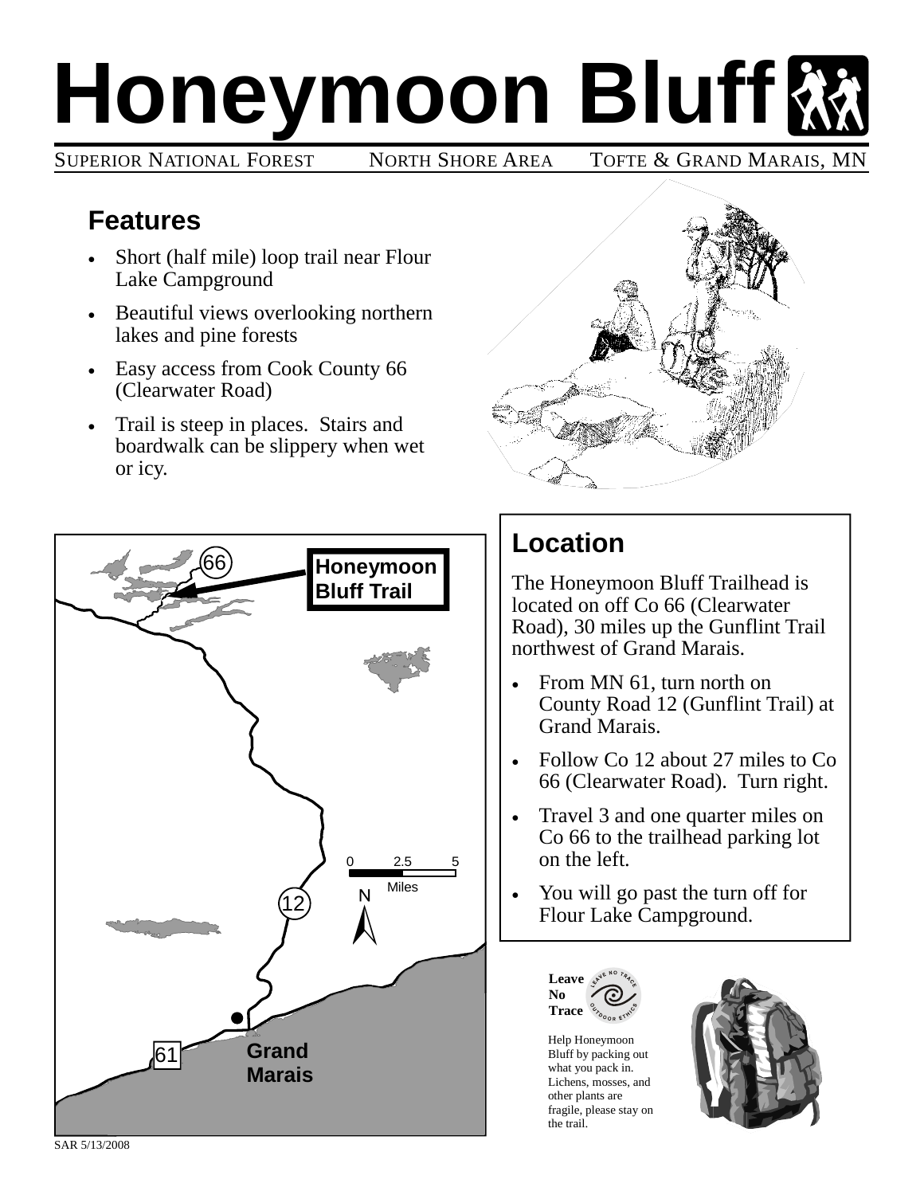# Honeymoon Bluff

SUPERIOR NATIONAL FOREST NORTH SHORE AREA TOFTE & GRAND MARAIS, MN

## Features

- Short (half mile) loop trail near Flour Lake Campground
- Beautiful views overlooking northern lakes and pine forests
- Easy access from Cook County 66 (Clearwater Road)
- Trail is steep in places. Stairs and boardwalk can be slippery when wet or icy.

## Location

The Honeymoon Bluff Trailhead is located on off Co 66 (Clearwater Road), 30 miles up the Gunflint Trail northwest of Grand Marais.

- From MN 61, turn north on County Road 12 (Gunflint Trail) at Grand Marais.
- Follow Co 12 about 27 miles to Co 66 (Clearwater Road). Turn right.
- Travel 3 and one quarter miles on Co 66 to the trailhead parking lot on the left.
- You will go past the turn off for Flour Lake Campground.

Leave No Trace

Help Honeymoon Bluff by packing out what you pack in. Lichens, mosses, and other plants are fragile, please stay on the trail.

SAR 5/13/2008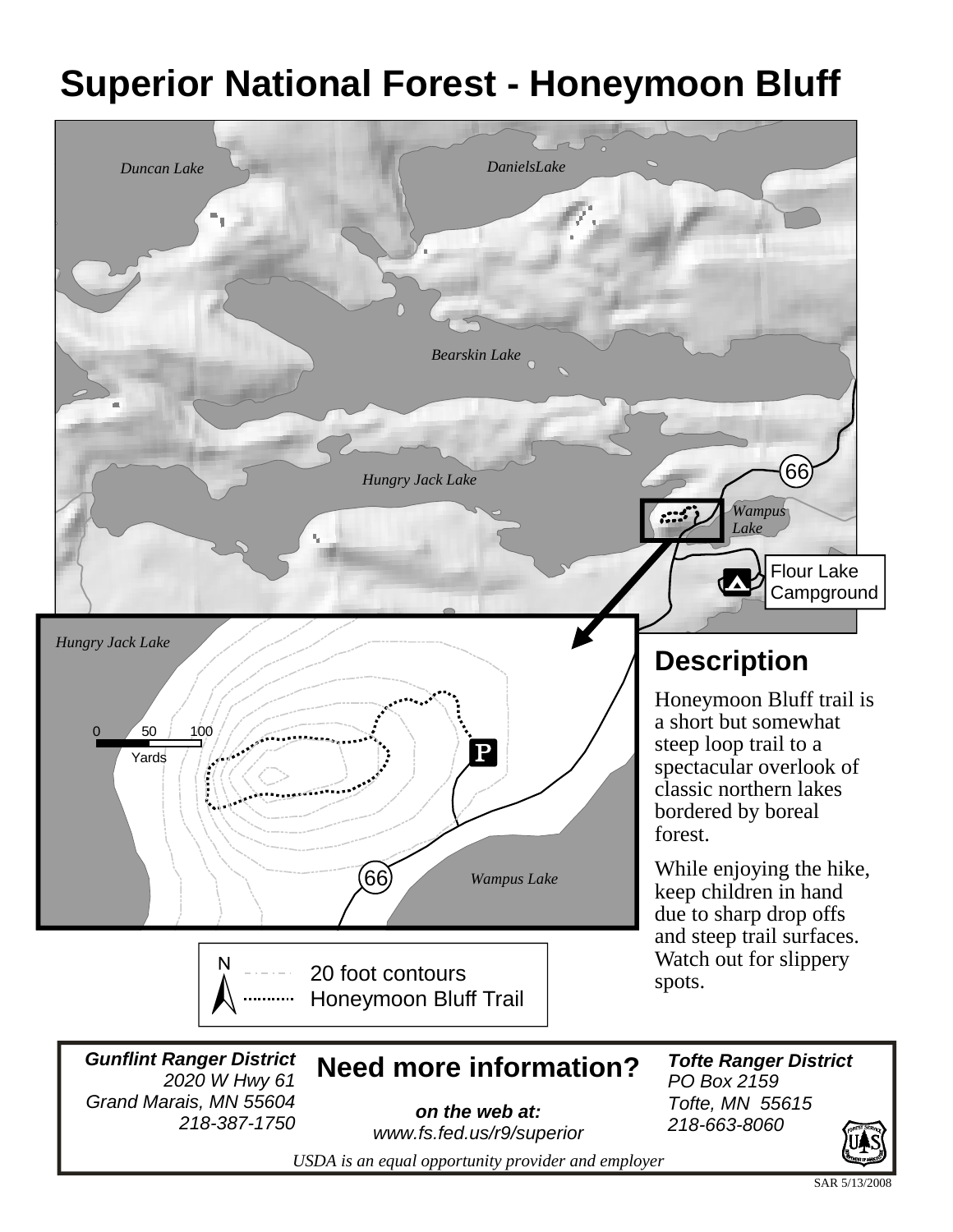# Superior National Forest - Honeymoon Bluff

Duncan Lake

DanielsLake

Bearskin Lake

Hungry Jack Lake

66

Wampus Lake

Flour Lake Campground

Hungry Jack Lake

0 50 100

Yards

P

66

Wampus Lake

N

20 foot contours

Honeymoon Bluff Trail

## Description

Honeymoon Bluff trail is a short but somewhat steep loop trail to a spectacular overlook of classic northern lakes bordered by boreal forest.

While enjoying the hike, keep children in hand due to sharp drop offs and steep trail surfaces. Watch out for slippery spots.

**Gunflint Ranger District**
*2020 W Hwy 61*
*Grand Marais, MN 55604*
*218-387-1750*

## Need more information?

***on the web at:***
*www.fs.fed.us/r9/superior*

**Tofte Ranger District**
*PO Box 2159*
*Tofte, MN 55615*
*218-663-8060*

*USDA is an equal opportunity provider and employer*

SAR 5/13/2008